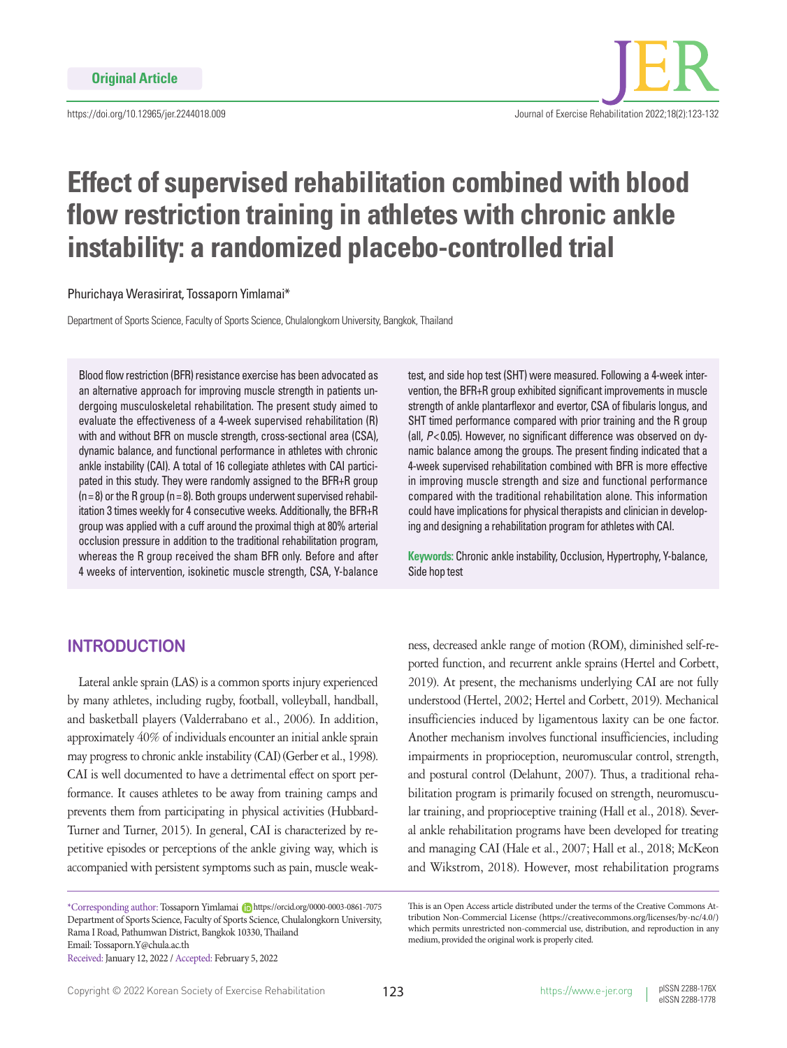Original Article

# Effect of supervised rehabilitation combined with blood flow restriction training in athletes with chronic ankle instability: a randomized placebo-controlled trial

Phurichaya Werasirirat, Tossaporn Yimlamai*

Department of Sports Science, Faculty of Sports Science, Chulalongkorn University, Bangkok, Thailand

Blood flow restriction (BFR) resistance exercise has been advocated as an alternative approach for improving muscle strength in patients undergoing musculoskeletal rehabilitation. The present study aimed to evaluate the effectiveness of a 4-week supervised rehabilitation (R) with and without BFR on muscle strength, cross-sectional area (CSA), dynamic balance, and functional performance in athletes with chronic ankle instability (CAI). A total of 16 collegiate athletes with CAI participated in this study. They were randomly assigned to the BFR+R group (n=8) or the R group (n=8). Both groups underwent supervised rehabilitation 3 times weekly for 4 consecutive weeks. Additionally, the BFR+R group was applied with a cuff around the proximal thigh at 80% arterial occlusion pressure in addition to the traditional rehabilitation program, whereas the R group received the sham BFR only. Before and after 4 weeks of intervention, isokinetic muscle strength, CSA, Y-balance test, and side hop test (SHT) were measured. Following a 4-week intervention, the BFR+R group exhibited significant improvements in muscle strength of ankle plantarflexor and evertor, CSA of fibularis longus, and SHT timed performance compared with prior training and the R group (all, $P<0.05$). However, no significant difference was observed on dynamic balance among the groups. The present finding indicated that a 4-week supervised rehabilitation combined with BFR is more effective in improving muscle strength and size and functional performance compared with the traditional rehabilitation alone. This information could have implications for physical therapists and clinician in developing and designing a rehabilitation program for athletes with CAI.

**Keywords:** Chronic ankle instability, Occlusion, Hypertrophy, Y-balance, Side hop test

## INTRODUCTION

Lateral ankle sprain (LAS) is a common sports injury experienced by many athletes, including rugby, football, volleyball, handball, and basketball players (Valderrabano et al., 2006). In addition, approximately 40% of individuals encounter an initial ankle sprain may progress to chronic ankle instability (CAI) (Gerber et al., 1998). CAI is well documented to have a detrimental effect on sport performance. It causes athletes to be away from training camps and prevents them from participating in physical activities (Hubbard-Turner and Turner, 2015). In general, CAI is characterized by repetitive episodes or perceptions of the ankle giving way, which is accompanied with persistent symptoms such as pain, muscle weakness, decreased ankle range of motion (ROM), diminished self-reported function, and recurrent ankle sprains (Hertel and Corbett, 2019). At present, the mechanisms underlying CAI are not fully understood (Hertel, 2002; Hertel and Corbett, 2019). Mechanical insufficiencies induced by ligamentous laxity can be one factor. Another mechanism involves functional insufficiencies, including impairments in proprioception, neuromuscular control, strength, and postural control (Delahunt, 2007). Thus, a traditional rehabilitation program is primarily focused on strength, neuromuscular training, and proprioceptive training (Hall et al., 2018). Several ankle rehabilitation programs have been developed for treating and managing CAI (Hale et al., 2007; Hall et al., 2018; McKeon and Wikstrom, 2018). However, most rehabilitation programs

*Corresponding author: Tossaporn Yimlamai https://orcid.org/0000-0003-0861-7075
Department of Sports Science, Faculty of Sports Science, Chulalongkorn University, Rama I Road, Pathumwan District, Bangkok 10330, Thailand
Email: Tossaporn.Y@chula.ac.th
Received: January 12, 2022 / Accepted: February 5, 2022

This is an Open Access article distributed under the terms of the Creative Commons Attribution Non-Commercial License (https://creativecommons.org/licenses/by-nc/4.0/) which permits unrestricted non-commercial use, distribution, and reproduction in any medium, provided the original work is properly cited.

Copyright © 2022 Korean Society of Exercise Rehabilitation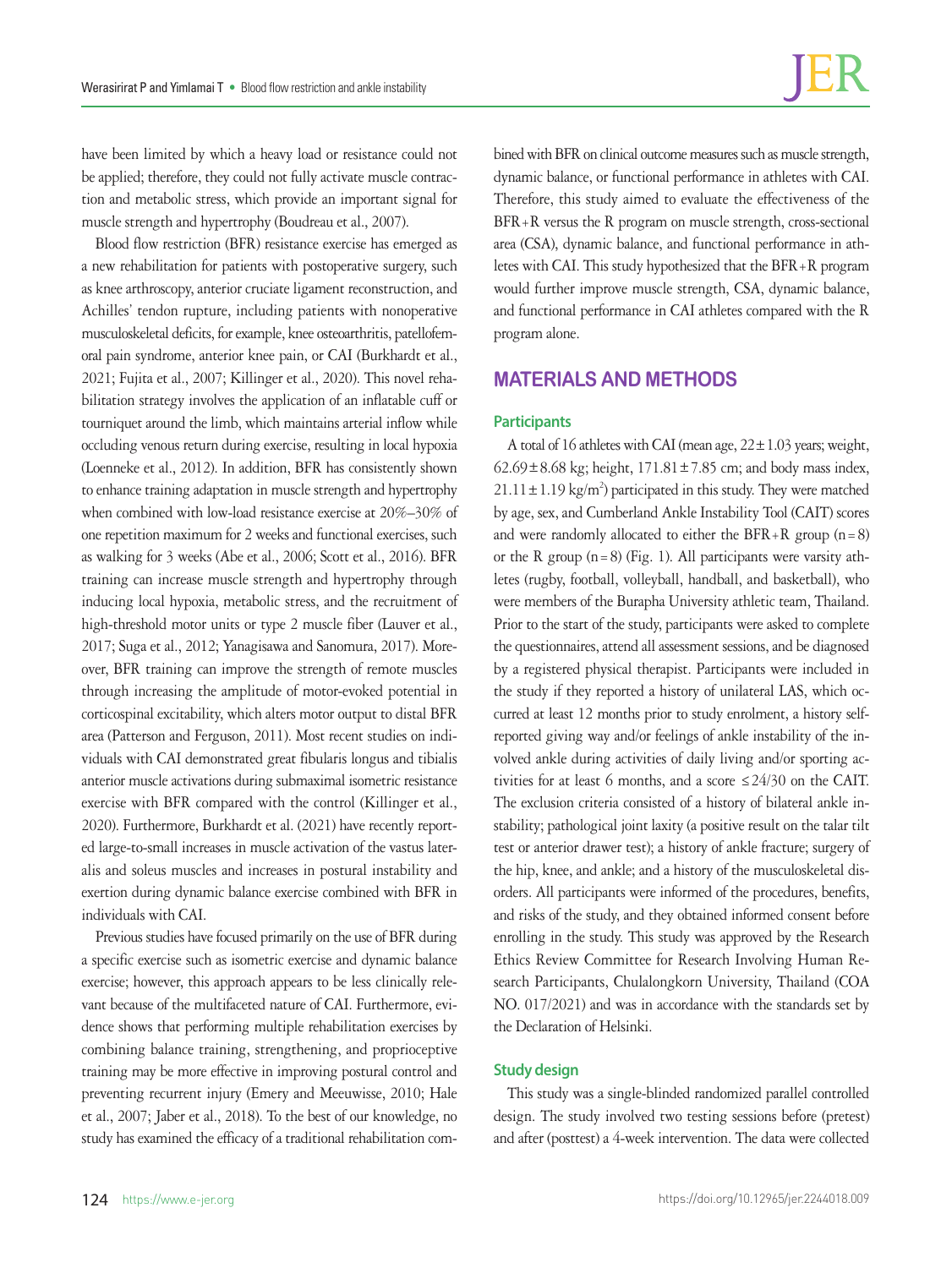have been limited by which a heavy load or resistance could not be applied; therefore, they could not fully activate muscle contraction and metabolic stress, which provide an important signal for muscle strength and hypertrophy (Boudreau et al., 2007).

Blood flow restriction (BFR) resistance exercise has emerged as a new rehabilitation for patients with postoperative surgery, such as knee arthroscopy, anterior cruciate ligament reconstruction, and Achilles' tendon rupture, including patients with nonoperative musculoskeletal deficits, for example, knee osteoarthritis, patellofemoral pain syndrome, anterior knee pain, or CAI (Burkhardt et al., 2021; Fujita et al., 2007; Killinger et al., 2020). This novel rehabilitation strategy involves the application of an inflatable cuff or tourniquet around the limb, which maintains arterial inflow while occluding venous return during exercise, resulting in local hypoxia (Loenneke et al., 2012). In addition, BFR has consistently shown to enhance training adaptation in muscle strength and hypertrophy when combined with low-load resistance exercise at 20%–30% of one repetition maximum for 2 weeks and functional exercises, such as walking for 3 weeks (Abe et al., 2006; Scott et al., 2016). BFR training can increase muscle strength and hypertrophy through inducing local hypoxia, metabolic stress, and the recruitment of high-threshold motor units or type 2 muscle fiber (Lauver et al., 2017; Suga et al., 2012; Yanagisawa and Sanomura, 2017). Moreover, BFR training can improve the strength of remote muscles through increasing the amplitude of motor-evoked potential in corticospinal excitability, which alters motor output to distal BFR area (Patterson and Ferguson, 2011). Most recent studies on individuals with CAI demonstrated great fibularis longus and tibialis anterior muscle activations during submaximal isometric resistance exercise with BFR compared with the control (Killinger et al., 2020). Furthermore, Burkhardt et al. (2021) have recently reported large-to-small increases in muscle activation of the vastus lateralis and soleus muscles and increases in postural instability and exertion during dynamic balance exercise combined with BFR in individuals with CAI.

Previous studies have focused primarily on the use of BFR during a specific exercise such as isometric exercise and dynamic balance exercise; however, this approach appears to be less clinically relevant because of the multifaceted nature of CAI. Furthermore, evidence shows that performing multiple rehabilitation exercises by combining balance training, strengthening, and proprioceptive training may be more effective in improving postural control and preventing recurrent injury (Emery and Meeuwisse, 2010; Hale et al., 2007; Jaber et al., 2018). To the best of our knowledge, no study has examined the efficacy of a traditional rehabilitation combined with BFR on clinical outcome measures such as muscle strength, dynamic balance, or functional performance in athletes with CAI. Therefore, this study aimed to evaluate the effectiveness of the BFR+R versus the R program on muscle strength, cross-sectional area (CSA), dynamic balance, and functional performance in athletes with CAI. This study hypothesized that the BFR+R program would further improve muscle strength, CSA, dynamic balance, and functional performance in CAI athletes compared with the R program alone.

## MATERIALS AND METHODS

### Participants

A total of 16 athletes with CAI (mean age, 22±1.03 years; weight, 62.69±8.68 kg; height, 171.81±7.85 cm; and body mass index, 21.11±1.19 kg/m$^2$) participated in this study. They were matched by age, sex, and Cumberland Ankle Instability Tool (CAIT) scores and were randomly allocated to either the BFR+R group (n=8) or the R group (n=8) (Fig. 1). All participants were varsity athletes (rugby, football, volleyball, handball, and basketball), who were members of the Burapha University athletic team, Thailand. Prior to the start of the study, participants were asked to complete the questionnaires, attend all assessment sessions, and be diagnosed by a registered physical therapist. Participants were included in the study if they reported a history of unilateral LAS, which occurred at least 12 months prior to study enrolment, a history self-reported giving way and/or feelings of ankle instability of the involved ankle during activities of daily living and/or sporting activities for at least 6 months, and a score ≤24/30 on the CAIT. The exclusion criteria consisted of a history of bilateral ankle instability; pathological joint laxity (a positive result on the talar tilt test or anterior drawer test); a history of ankle fracture; surgery of the hip, knee, and ankle; and a history of the musculoskeletal disorders. All participants were informed of the procedures, benefits, and risks of the study, and they obtained informed consent before enrolling in the study. This study was approved by the Research Ethics Review Committee for Research Involving Human Research Participants, Chulalongkorn University, Thailand (COA NO. 017/2021) and was in accordance with the standards set by the Declaration of Helsinki.

### Study design

This study was a single-blinded randomized parallel controlled design. The study involved two testing sessions before (pretest) and after (posttest) a 4-week intervention. The data were collected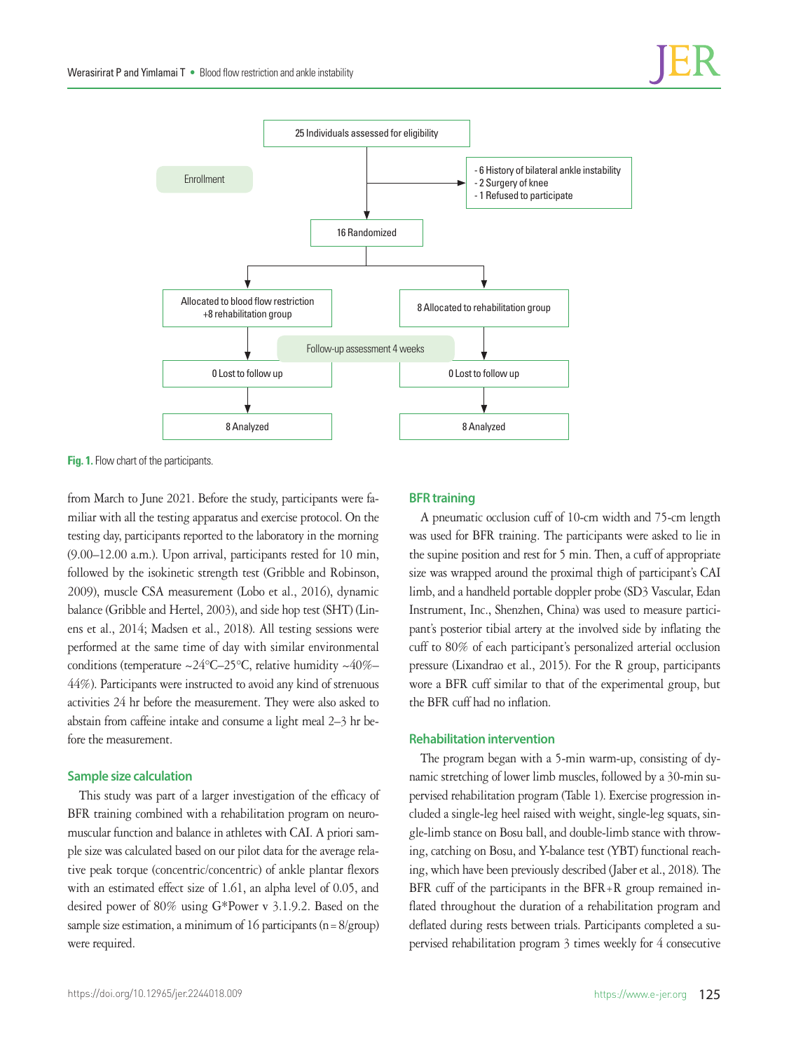25 Individuals assessed for eligibility

Enrollment

- 6 History of bilateral ankle instability
- 2 Surgery of knee
- 1 Refused to participate

16 Randomized

Allocated to blood flow restriction +8 rehabilitation group

8 Allocated to rehabilitation group

Follow-up assessment 4 weeks

0 Lost to follow up

0 Lost to follow up

8 Analyzed

8 Analyzed

**Fig. 1.** Flow chart of the participants.

from March to June 2021. Before the study, participants were familiar with all the testing apparatus and exercise protocol. On the testing day, participants reported to the laboratory in the morning (9.00–12.00 a.m.). Upon arrival, participants rested for 10 min, followed by the isokinetic strength test (Gribble and Robinson, 2009), muscle CSA measurement (Lobo et al., 2016), dynamic balance (Gribble and Hertel, 2003), and side hop test (SHT) (Linens et al., 2014; Madsen et al., 2018). All testing sessions were performed at the same time of day with similar environmental conditions (temperature ~24°C–25°C, relative humidity ~40%–44%). Participants were instructed to avoid any kind of strenuous activities 24 hr before the measurement. They were also asked to abstain from caffeine intake and consume a light meal 2–3 hr before the measurement.

## Sample size calculation

This study was part of a larger investigation of the efficacy of BFR training combined with a rehabilitation program on neuromuscular function and balance in athletes with CAI. A priori sample size was calculated based on our pilot data for the average relative peak torque (concentric/concentric) of ankle plantar flexors with an estimated effect size of 1.61, an alpha level of 0.05, and desired power of 80% using G*Power v 3.1.9.2. Based on the sample size estimation, a minimum of 16 participants (n = 8/group) were required.

## BFR training

A pneumatic occlusion cuff of 10-cm width and 75-cm length was used for BFR training. The participants were asked to lie in the supine position and rest for 5 min. Then, a cuff of appropriate size was wrapped around the proximal thigh of participant's CAI limb, and a handheld portable doppler probe (SD3 Vascular, Edan Instrument, Inc., Shenzhen, China) was used to measure participant's posterior tibial artery at the involved side by inflating the cuff to 80% of each participant's personalized arterial occlusion pressure (Lixandrao et al., 2015). For the R group, participants wore a BFR cuff similar to that of the experimental group, but the BFR cuff had no inflation.

## Rehabilitation intervention

The program began with a 5-min warm-up, consisting of dynamic stretching of lower limb muscles, followed by a 30-min supervised rehabilitation program (Table 1). Exercise progression included a single-leg heel raised with weight, single-leg squats, single-limb stance on Bosu ball, and double-limb stance with throwing, catching on Bosu, and Y-balance test (YBT) functional reaching, which have been previously described (Jaber et al., 2018). The BFR cuff of the participants in the BFR+R group remained inflated throughout the duration of a rehabilitation program and deflated during rests between trials. Participants completed a supervised rehabilitation program 3 times weekly for 4 consecutive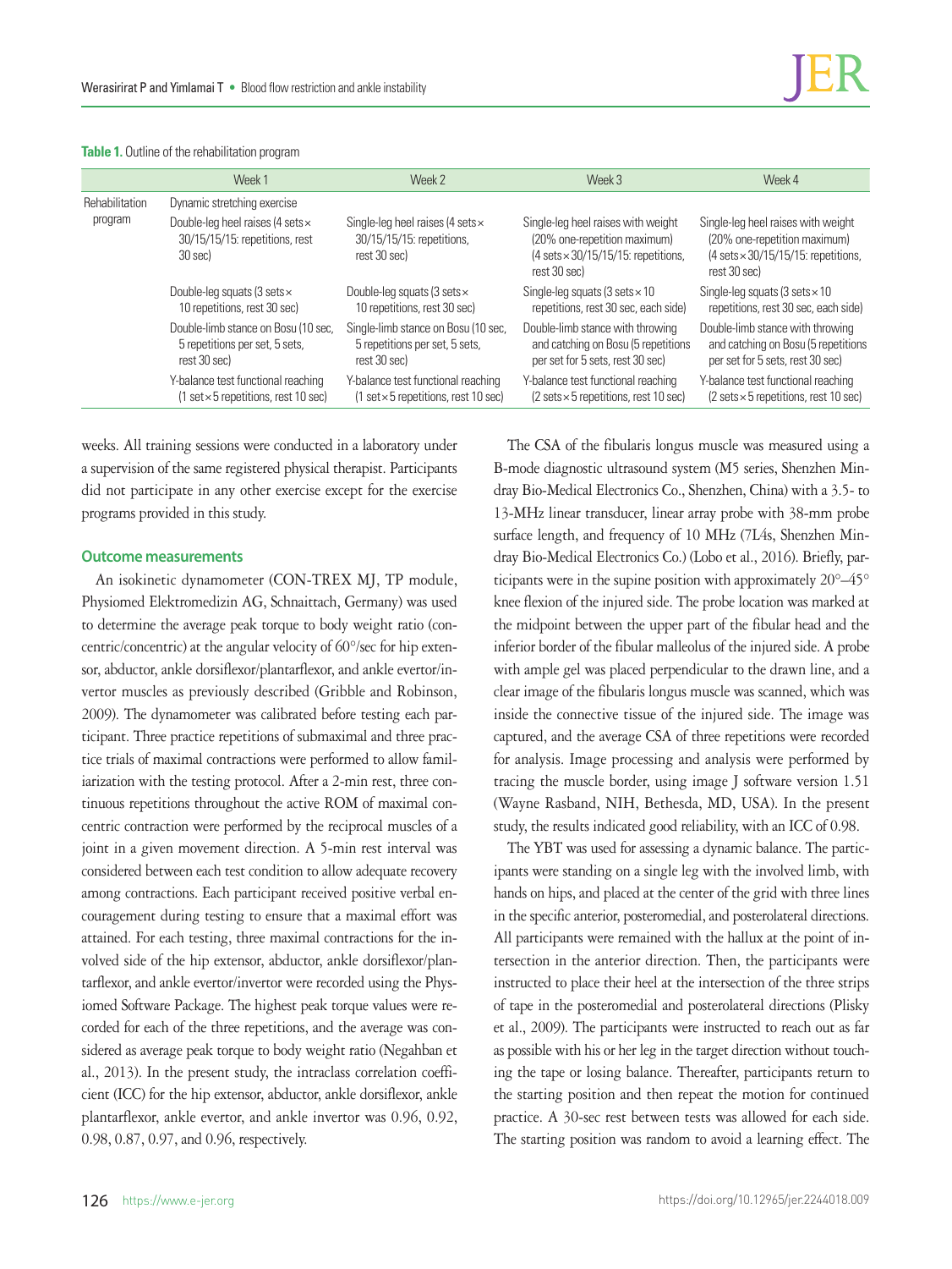**Table 1.** Outline of the rehabilitation program

| | Week 1 | Week 2 | Week 3 | Week 4 |
|---|---|---|---|---|
| Rehabilitation program | Dynamic stretching exercise | | | |
| | Double-leg heel raises (4 sets×30/15/15/15: repetitions, rest 30 sec) | Single-leg heel raises (4 sets×30/15/15/15: repetitions, rest 30 sec) | Single-leg heel raises with weight (20% one-repetition maximum) (4 sets×30/15/15/15: repetitions, rest 30 sec) | Single-leg heel raises with weight (20% one-repetition maximum) (4 sets×30/15/15/15: repetitions, rest 30 sec) |
| | Double-leg squats (3 sets×10 repetitions, rest 30 sec) | Double-leg squats (3 sets×10 repetitions, rest 30 sec) | Single-leg squats (3 sets×10 repetitions, rest 30 sec, each side) | Single-leg squats (3 sets×10 repetitions, rest 30 sec, each side) |
| | Double-limb stance on Bosu (10 sec, 5 repetitions per set, 5 sets, rest 30 sec) | Single-limb stance on Bosu (10 sec, 5 repetitions per set, 5 sets, rest 30 sec) | Double-limb stance with throwing and catching on Bosu (5 repetitions per set for 5 sets, rest 30 sec) | Double-limb stance with throwing and catching on Bosu (5 repetitions per set for 5 sets, rest 30 sec) |
| | Y-balance test functional reaching (1 set×5 repetitions, rest 10 sec) | Y-balance test functional reaching (1 set×5 repetitions, rest 10 sec) | Y-balance test functional reaching (2 sets×5 repetitions, rest 10 sec) | Y-balance test functional reaching (2 sets×5 repetitions, rest 10 sec) |

weeks. All training sessions were conducted in a laboratory under a supervision of the same registered physical therapist. Participants did not participate in any other exercise except for the exercise programs provided in this study.

### Outcome measurements

An isokinetic dynamometer (CON-TREX MJ, TP module, Physiomed Elektromedizin AG, Schnaittach, Germany) was used to determine the average peak torque to body weight ratio (concentric/concentric) at the angular velocity of 60°/sec for hip extensor, abductor, ankle dorsiflexor/plantarflexor, and ankle evertor/invertor muscles as previously described (Gribble and Robinson, 2009). The dynamometer was calibrated before testing each participant. Three practice repetitions of submaximal and three practice trials of maximal contractions were performed to allow familiarization with the testing protocol. After a 2-min rest, three continuous repetitions throughout the active ROM of maximal concentric contraction were performed by the reciprocal muscles of a joint in a given movement direction. A 5-min rest interval was considered between each test condition to allow adequate recovery among contractions. Each participant received positive verbal encouragement during testing to ensure that a maximal effort was attained. For each testing, three maximal contractions for the involved side of the hip extensor, abductor, ankle dorsiflexor/plantarflexor, and ankle evertor/invertor were recorded using the Physiomed Software Package. The highest peak torque values were recorded for each of the three repetitions, and the average was considered as average peak torque to body weight ratio (Negahban et al., 2013). In the present study, the intraclass correlation coefficient (ICC) for the hip extensor, abductor, ankle dorsiflexor, ankle plantarflexor, ankle evertor, and ankle invertor was 0.96, 0.92, 0.98, 0.87, 0.97, and 0.96, respectively.

The CSA of the fibularis longus muscle was measured using a B-mode diagnostic ultrasound system (M5 series, Shenzhen Mindray Bio-Medical Electronics Co., Shenzhen, China) with a 3.5- to 13-MHz linear transducer, linear array probe with 38-mm probe surface length, and frequency of 10 MHz (7L4s, Shenzhen Mindray Bio-Medical Electronics Co.) (Lobo et al., 2016). Briefly, participants were in the supine position with approximately 20°–45° knee flexion of the injured side. The probe location was marked at the midpoint between the upper part of the fibular head and the inferior border of the fibular malleolus of the injured side. A probe with ample gel was placed perpendicular to the drawn line, and a clear image of the fibularis longus muscle was scanned, which was inside the connective tissue of the injured side. The image was captured, and the average CSA of three repetitions were recorded for analysis. Image processing and analysis were performed by tracing the muscle border, using image J software version 1.51 (Wayne Rasband, NIH, Bethesda, MD, USA). In the present study, the results indicated good reliability, with an ICC of 0.98.

The YBT was used for assessing a dynamic balance. The participants were standing on a single leg with the involved limb, with hands on hips, and placed at the center of the grid with three lines in the specific anterior, posteromedial, and posterolateral directions. All participants were remained with the hallux at the point of intersection in the anterior direction. Then, the participants were instructed to place their heel at the intersection of the three strips of tape in the posteromedial and posterolateral directions (Plisky et al., 2009). The participants were instructed to reach out as far as possible with his or her leg in the target direction without touching the tape or losing balance. Thereafter, participants return to the starting position and then repeat the motion for continued practice. A 30-sec rest between tests was allowed for each side. The starting position was random to avoid a learning effect. The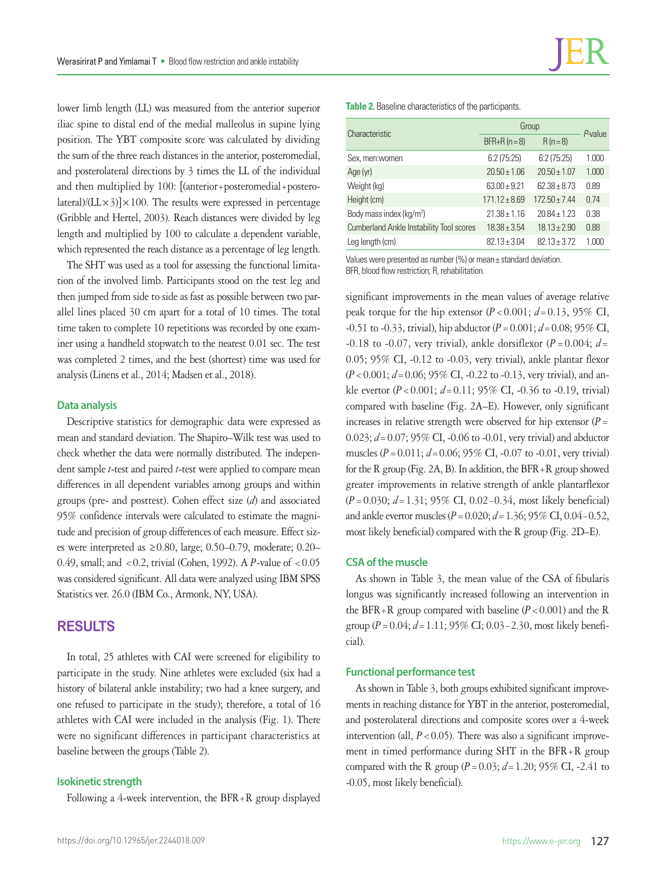lower limb length (LL) was measured from the anterior superior iliac spine to distal end of the medial malleolus in supine lying position. The YBT composite score was calculated by dividing the sum of the three reach distances in the anterior, posteromedial, and posterolateral directions by 3 times the LL of the individual and then multiplied by 100: [(anterior+posteromedial+posterolateral)/(LL×3)]×100. The results were expressed in percentage (Gribble and Hertel, 2003). Reach distances were divided by leg length and multiplied by 100 to calculate a dependent variable, which represented the reach distance as a percentage of leg length.

The SHT was used as a tool for assessing the functional limitation of the involved limb. Participants stood on the test leg and then jumped from side to side as fast as possible between two parallel lines placed 30 cm apart for a total of 10 times. The total time taken to complete 10 repetitions was recorded by one examiner using a handheld stopwatch to the nearest 0.01 sec. The test was completed 2 times, and the best (shortest) time was used for analysis (Linens et al., 2014; Madsen et al., 2018).

### Data analysis

Descriptive statistics for demographic data were expressed as mean and standard deviation. The Shapiro–Wilk test was used to check whether the data were normally distributed. The independent sample *t*-test and paired *t*-test were applied to compare mean differences in all dependent variables among groups and within groups (pre- and posttest). Cohen effect size (*d*) and associated 95% confidence intervals were calculated to estimate the magnitude and precision of group differences of each measure. Effect sizes were interpreted as ≥0.80, large; 0.50–0.79, moderate; 0.20–0.49, small; and <0.2, trivial (Cohen, 1992). A *P*-value of <0.05 was considered significant. All data were analyzed using IBM SPSS Statistics ver. 26.0 (IBM Co., Armonk, NY, USA).

## RESULTS

In total, 25 athletes with CAI were screened for eligibility to participate in the study. Nine athletes were excluded (six had a history of bilateral ankle instability; two had a knee surgery, and one refused to participate in the study); therefore, a total of 16 athletes with CAI were included in the analysis (Fig. 1). There were no significant differences in participant characteristics at baseline between the groups (Table 2).

### Isokinetic strength

Following a 4-week intervention, the BFR+R group displayed significant improvements in the mean values of average relative peak torque for the hip extensor ($P<0.001$; $d=0.13$, 95% CI, -0.51 to -0.33, trivial), hip abductor ($P=0.001$; $d=0.08$; 95% CI, -0.18 to -0.07, very trivial), ankle dorsiflexor ($P=0.004$; $d=0.05$; 95% CI, -0.12 to -0.03, very trivial), ankle plantar flexor ($P<0.001$; $d=0.06$; 95% CI, -0.22 to -0.13, very trivial), and ankle evertor ($P<0.001$; $d=0.11$; 95% CI, -0.36 to -0.19, trivial) compared with baseline (Fig. 2A–E). However, only significant increases in relative strength were observed for hip extensor ($P=0.023$; $d=0.07$; 95% CI, -0.06 to -0.01, very trivial) and abductor muscles ($P=0.011$; $d=0.06$; 95% CI, -0.07 to -0.01, very trivial) for the R group (Fig. 2A, B). In addition, the BFR+R group showed greater improvements in relative strength of ankle plantarflexor ($P=0.030$; $d=1.31$; 95% CI, 0.02–0.34, most likely beneficial) and ankle evertor muscles ($P=0.020$; $d=1.36$; 95% CI, 0.04–0.52, most likely beneficial) compared with the R group (Fig. 2D–E).

**Table 2.** Baseline characteristics of the participants.

| Characteristic | Group | | *P*-value |
|---|---|---|---|
| | BFR+R (n=8) | R (n=8) | |
| Sex, men:women | 6:2 (75:25) | 6:2 (75:25) | 1.000 |
| Age (yr) | 20.50±1.06 | 20.50±1.07 | 1.000 |
| Weight (kg) | 63.00±9.21 | 62.38±8.73 | 0.89 |
| Height (cm) | 171.12±8.69 | 172.50±7.44 | 0.74 |
| Body mass index (kg/m$^2$) | 21.38±1.16 | 20.84±1.23 | 0.38 |
| Cumberland Ankle Instability Tool scores | 18.38±3.54 | 18.13±2.90 | 0.88 |
| Leg length (cm) | 82.13±3.04 | 82.13±3.72 | 1.000 |

Values were presented as number (%) or mean±standard deviation.
BFR, blood flow restriction; R, rehabilitation.

### CSA of the muscle

As shown in Table 3, the mean value of the CSA of fibularis longus was significantly increased following an intervention in the BFR+R group compared with baseline ($P<0.001$) and the R group ($P=0.04$; $d=1.11$; 95% CI; 0.03–2.30, most likely beneficial).

### Functional performance test

As shown in Table 3, both groups exhibited significant improvements in reaching distance for YBT in the anterior, posteromedial, and posterolateral directions and composite scores over a 4-week intervention (all, $P<0.05$). There was also a significant improvement in timed performance during SHT in the BFR+R group compared with the R group ($P=0.03$; $d=1.20$; 95% CI, -2.41 to -0.05, most likely beneficial).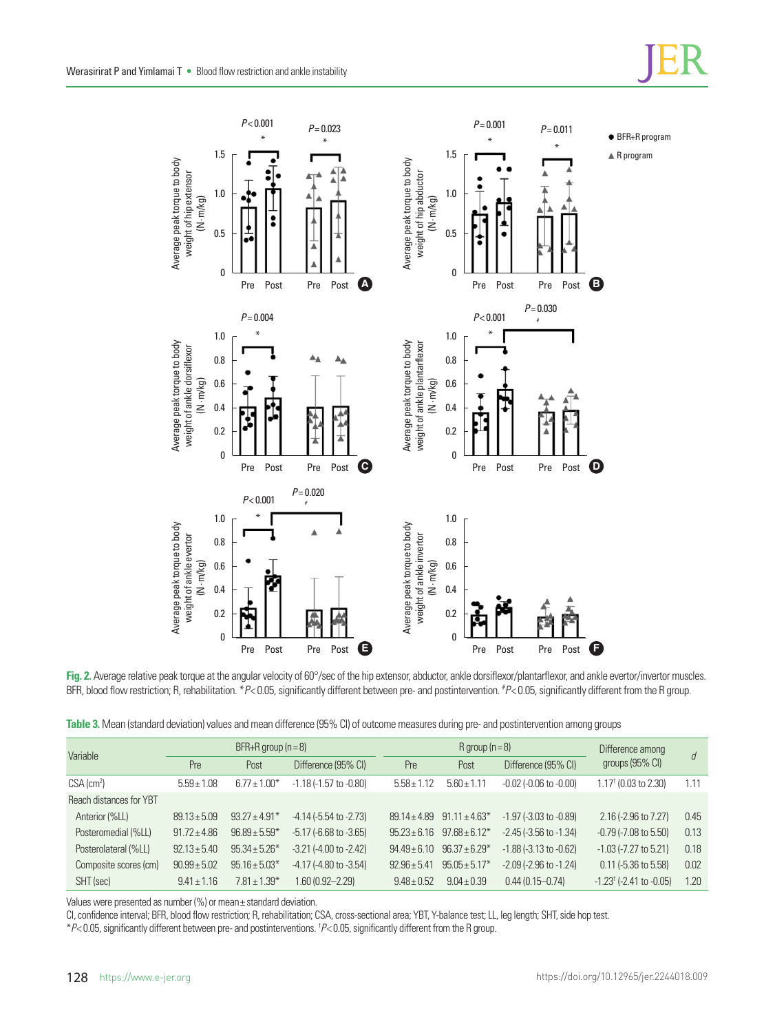**Fig. 2.** Average relative peak torque at the angular velocity of 60°/sec of the hip extensor, abductor, ankle dorsiflexor/plantarflexor, and ankle evertor/invertor muscles. BFR, blood flow restriction; R, rehabilitation. *$P<0.05$, significantly different between pre- and postintervention. $^{\#}P<0.05$, significantly different from the R group.

**Table 3.** Mean (standard deviation) values and mean difference (95% CI) of outcome measures during pre- and postintervention among groups

| Variable | BFR+R group (n=8) | | | R group (n=8) | | | Difference among groups (95% CI) | $d$ |
|---|---|---|---|---|---|---|---|---|
| | Pre | Post | Difference (95% CI) | Pre | Post | Difference (95% CI) | | |
| CSA (cm$^2$) | 5.59±1.08 | 6.77±1.00* | -1.18 (-1.57 to -0.80) | 5.58±1.12 | 5.60±1.11 | -0.02 (-0.06 to -0.00) | 1.17$^{†}$ (0.03 to 2.30) | 1.11 |
| Reach distances for YBT | | | | | | | | |
| Anterior (%LL) | 89.13±5.09 | 93.27±4.91* | -4.14 (-5.54 to -2.73) | 89.14±4.89 | 91.11±4.63* | -1.97 (-3.03 to -0.89) | 2.16 (-2.96 to 7.27) | 0.45 |
| Posteromedial (%LL) | 91.72±4.86 | 96.89±5.59* | -5.17 (-6.68 to -3.65) | 95.23±6.16 | 97.68±6.12* | -2.45 (-3.56 to -1.34) | -0.79 (-7.08 to 5.50) | 0.13 |
| Posterolateral (%LL) | 92.13±5.40 | 95.34±5.26* | -3.21 (-4.00 to -2.42) | 94.49±6.10 | 96.37±6.29* | -1.88 (-3.13 to -0.62) | -1.03 (-7.27 to 5.21) | 0.18 |
| Composite scores (cm) | 90.99±5.02 | 95.16±5.03* | -4.17 (-4.80 to -3.54) | 92.96±5.41 | 95.05±5.17* | -2.09 (-2.96 to -1.24) | 0.11 (-5.36 to 5.58) | 0.02 |
| SHT (sec) | 9.41±1.16 | 7.81±1.39* | 1.60 (0.92–2.29) | 9.48±0.52 | 9.04±0.39 | 0.44 (0.15–0.74) | -1.23$^{†}$ (-2.41 to -0.05) | 1.20 |

Values were presented as number (%) or mean±standard deviation.
CI, confidence interval; BFR, blood flow restriction; R, rehabilitation; CSA, cross-sectional area; YBT, Y-balance test; LL, leg length; SHT, side hop test.
*$P<0.05$, significantly different between pre- and postinterventions. $^{†}P<0.05$, significantly different from the R group.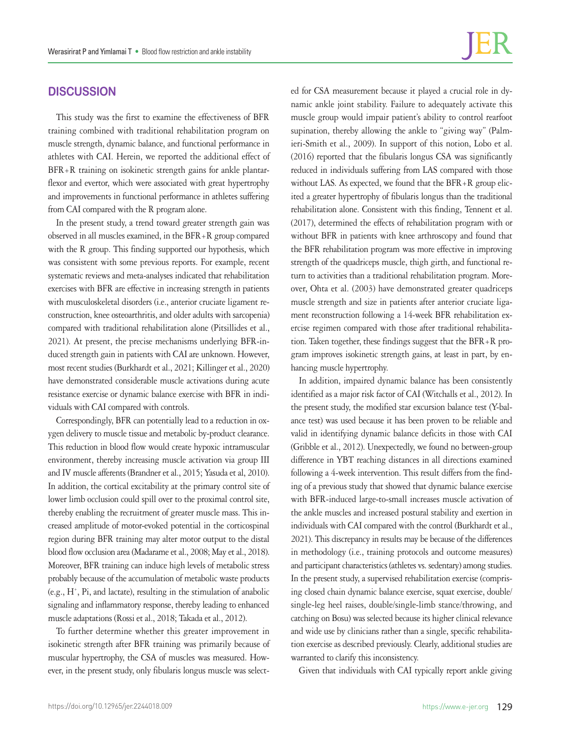## DISCUSSION

This study was the first to examine the effectiveness of BFR training combined with traditional rehabilitation program on muscle strength, dynamic balance, and functional performance in athletes with CAI. Herein, we reported the additional effect of BFR+R training on isokinetic strength gains for ankle plantarflexor and evertor, which were associated with great hypertrophy and improvements in functional performance in athletes suffering from CAI compared with the R program alone.

In the present study, a trend toward greater strength gain was observed in all muscles examined, in the BFR+R group compared with the R group. This finding supported our hypothesis, which was consistent with some previous reports. For example, recent systematic reviews and meta-analyses indicated that rehabilitation exercises with BFR are effective in increasing strength in patients with musculoskeletal disorders (i.e., anterior cruciate ligament reconstruction, knee osteoarthritis, and older adults with sarcopenia) compared with traditional rehabilitation alone (Pitsillides et al., 2021). At present, the precise mechanisms underlying BFR-induced strength gain in patients with CAI are unknown. However, most recent studies (Burkhardt et al., 2021; Killinger et al., 2020) have demonstrated considerable muscle activations during acute resistance exercise or dynamic balance exercise with BFR in individuals with CAI compared with controls.

Correspondingly, BFR can potentially lead to a reduction in oxygen delivery to muscle tissue and metabolic by-product clearance. This reduction in blood flow would create hypoxic intramuscular environment, thereby increasing muscle activation via group III and IV muscle afferents (Brandner et al., 2015; Yasuda et al, 2010). In addition, the cortical excitability at the primary control site of lower limb occlusion could spill over to the proximal control site, thereby enabling the recruitment of greater muscle mass. This increased amplitude of motor-evoked potential in the corticospinal region during BFR training may alter motor output to the distal blood flow occlusion area (Madarame et al., 2008; May et al., 2018). Moreover, BFR training can induce high levels of metabolic stress probably because of the accumulation of metabolic waste products (e.g., $H^+$, Pi, and lactate), resulting in the stimulation of anabolic signaling and inflammatory response, thereby leading to enhanced muscle adaptations (Rossi et al., 2018; Takada et al., 2012).

To further determine whether this greater improvement in isokinetic strength after BFR training was primarily because of muscular hypertrophy, the CSA of muscles was measured. However, in the present study, only fibularis longus muscle was selected for CSA measurement because it played a crucial role in dynamic ankle joint stability. Failure to adequately activate this muscle group would impair patient's ability to control rearfoot supination, thereby allowing the ankle to "giving way" (Palmieri-Smith et al., 2009). In support of this notion, Lobo et al. (2016) reported that the fibularis longus CSA was significantly reduced in individuals suffering from LAS compared with those without LAS. As expected, we found that the BFR+R group elicited a greater hypertrophy of fibularis longus than the traditional rehabilitation alone. Consistent with this finding, Tennent et al. (2017), determined the effects of rehabilitation program with or without BFR in patients with knee arthroscopy and found that the BFR rehabilitation program was more effective in improving strength of the quadriceps muscle, thigh girth, and functional return to activities than a traditional rehabilitation program. Moreover, Ohta et al. (2003) have demonstrated greater quadriceps muscle strength and size in patients after anterior cruciate ligament reconstruction following a 14-week BFR rehabilitation exercise regimen compared with those after traditional rehabilitation. Taken together, these findings suggest that the BFR+R program improves isokinetic strength gains, at least in part, by enhancing muscle hypertrophy.

In addition, impaired dynamic balance has been consistently identified as a major risk factor of CAI (Witchalls et al., 2012). In the present study, the modified star excursion balance test (Y-balance test) was used because it has been proven to be reliable and valid in identifying dynamic balance deficits in those with CAI (Gribble et al., 2012). Unexpectedly, we found no between-group difference in YBT reaching distances in all directions examined following a 4-week intervention. This result differs from the finding of a previous study that showed that dynamic balance exercise with BFR-induced large-to-small increases muscle activation of the ankle muscles and increased postural stability and exertion in individuals with CAI compared with the control (Burkhardt et al., 2021). This discrepancy in results may be because of the differences in methodology (i.e., training protocols and outcome measures) and participant characteristics (athletes vs. sedentary) among studies. In the present study, a supervised rehabilitation exercise (comprising closed chain dynamic balance exercise, squat exercise, double/single-leg heel raises, double/single-limb stance/throwing, and catching on Bosu) was selected because its higher clinical relevance and wide use by clinicians rather than a single, specific rehabilitation exercise as described previously. Clearly, additional studies are warranted to clarify this inconsistency.

Given that individuals with CAI typically report ankle giving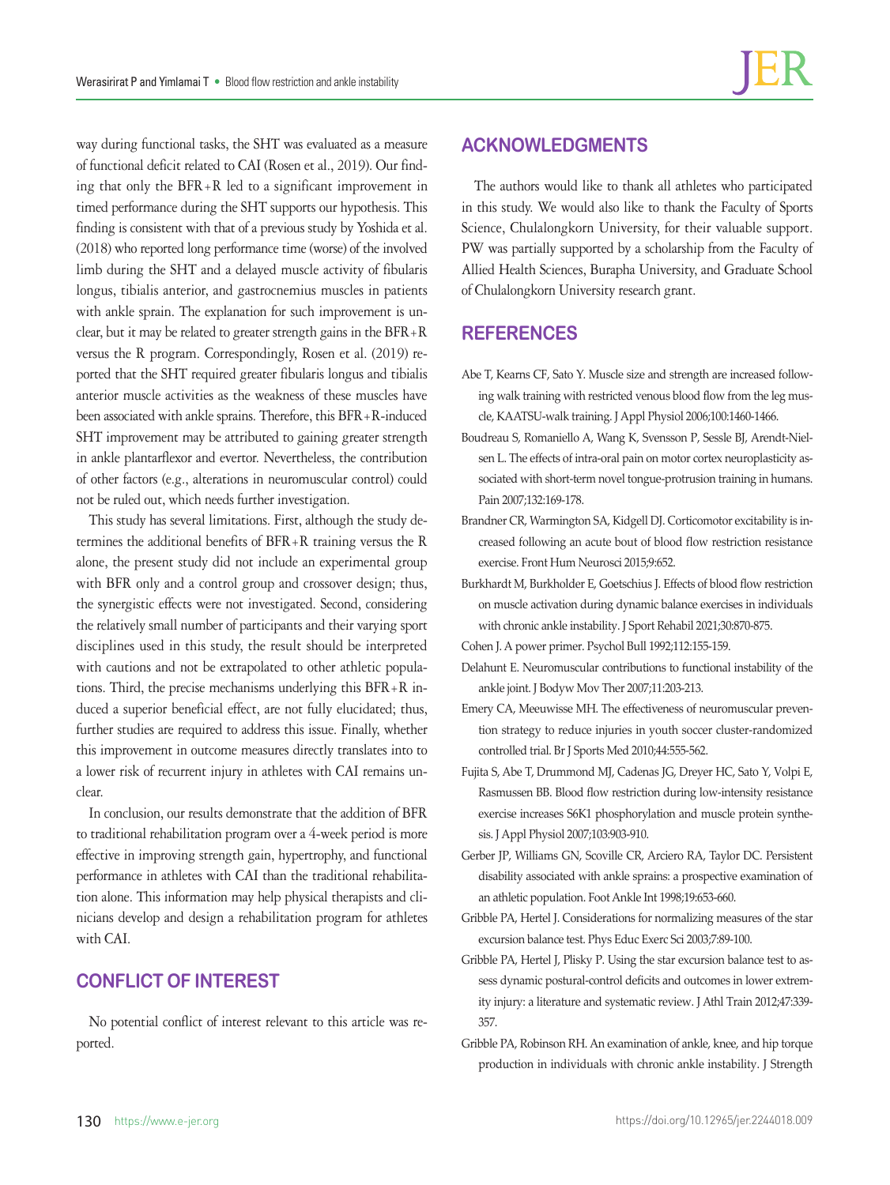way during functional tasks, the SHT was evaluated as a measure of functional deficit related to CAI (Rosen et al., 2019). Our finding that only the BFR+R led to a significant improvement in timed performance during the SHT supports our hypothesis. This finding is consistent with that of a previous study by Yoshida et al. (2018) who reported long performance time (worse) of the involved limb during the SHT and a delayed muscle activity of fibularis longus, tibialis anterior, and gastrocnemius muscles in patients with ankle sprain. The explanation for such improvement is unclear, but it may be related to greater strength gains in the BFR+R versus the R program. Correspondingly, Rosen et al. (2019) reported that the SHT required greater fibularis longus and tibialis anterior muscle activities as the weakness of these muscles have been associated with ankle sprains. Therefore, this BFR+R-induced SHT improvement may be attributed to gaining greater strength in ankle plantarflexor and evertor. Nevertheless, the contribution of other factors (e.g., alterations in neuromuscular control) could not be ruled out, which needs further investigation.

This study has several limitations. First, although the study determines the additional benefits of BFR+R training versus the R alone, the present study did not include an experimental group with BFR only and a control group and crossover design; thus, the synergistic effects were not investigated. Second, considering the relatively small number of participants and their varying sport disciplines used in this study, the result should be interpreted with cautions and not be extrapolated to other athletic populations. Third, the precise mechanisms underlying this BFR+R induced a superior beneficial effect, are not fully elucidated; thus, further studies are required to address this issue. Finally, whether this improvement in outcome measures directly translates into to a lower risk of recurrent injury in athletes with CAI remains unclear.

In conclusion, our results demonstrate that the addition of BFR to traditional rehabilitation program over a 4-week period is more effective in improving strength gain, hypertrophy, and functional performance in athletes with CAI than the traditional rehabilitation alone. This information may help physical therapists and clinicians develop and design a rehabilitation program for athletes with CAI.

## CONFLICT OF INTEREST

No potential conflict of interest relevant to this article was reported.

## ACKNOWLEDGMENTS

The authors would like to thank all athletes who participated in this study. We would also like to thank the Faculty of Sports Science, Chulalongkorn University, for their valuable support. PW was partially supported by a scholarship from the Faculty of Allied Health Sciences, Burapha University, and Graduate School of Chulalongkorn University research grant.

## REFERENCES

Abe T, Kearns CF, Sato Y. Muscle size and strength are increased following walk training with restricted venous blood flow from the leg muscle, KAATSU-walk training. J Appl Physiol 2006;100:1460-1466.

Boudreau S, Romaniello A, Wang K, Svensson P, Sessle BJ, Arendt-Nielsen L. The effects of intra-oral pain on motor cortex neuroplasticity associated with short-term novel tongue-protrusion training in humans. Pain 2007;132:169-178.

Brandner CR, Warmington SA, Kidgell DJ. Corticomotor excitability is increased following an acute bout of blood flow restriction resistance exercise. Front Hum Neurosci 2015;9:652.

Burkhardt M, Burkholder E, Goetschius J. Effects of blood flow restriction on muscle activation during dynamic balance exercises in individuals with chronic ankle instability. J Sport Rehabil 2021;30:870-875.

Cohen J. A power primer. Psychol Bull 1992;112:155-159.

Delahunt E. Neuromuscular contributions to functional instability of the ankle joint. J Bodyw Mov Ther 2007;11:203-213.

Emery CA, Meeuwisse MH. The effectiveness of neuromuscular prevention strategy to reduce injuries in youth soccer cluster-randomized controlled trial. Br J Sports Med 2010;44:555-562.

Fujita S, Abe T, Drummond MJ, Cadenas JG, Dreyer HC, Sato Y, Volpi E, Rasmussen BB. Blood flow restriction during low-intensity resistance exercise increases S6K1 phosphorylation and muscle protein synthesis. J Appl Physiol 2007;103:903-910.

Gerber JP, Williams GN, Scoville CR, Arciero RA, Taylor DC. Persistent disability associated with ankle sprains: a prospective examination of an athletic population. Foot Ankle Int 1998;19:653-660.

Gribble PA, Hertel J. Considerations for normalizing measures of the star excursion balance test. Phys Educ Exerc Sci 2003;7:89-100.

Gribble PA, Hertel J, Plisky P. Using the star excursion balance test to assess dynamic postural-control deficits and outcomes in lower extremity injury: a literature and systematic review. J Athl Train 2012;47:339-357.

Gribble PA, Robinson RH. An examination of ankle, knee, and hip torque production in individuals with chronic ankle instability. J Strength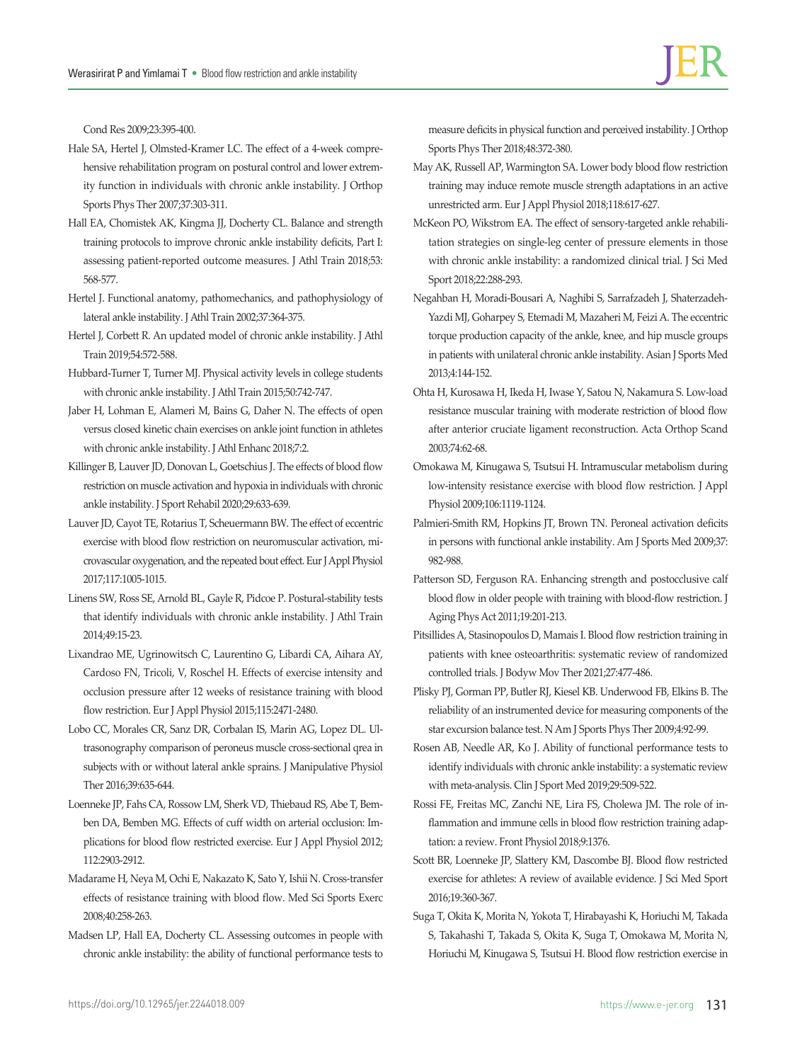Cond Res 2009;23:395-400.

Hale SA, Hertel J, Olmsted-Kramer LC. The effect of a 4-week comprehensive rehabilitation program on postural control and lower extremity function in individuals with chronic ankle instability. J Orthop Sports Phys Ther 2007;37:303-311.

Hall EA, Chomistek AK, Kingma JJ, Docherty CL. Balance and strength training protocols to improve chronic ankle instability deficits, Part I: assessing patient-reported outcome measures. J Athl Train 2018;53:568-577.

Hertel J. Functional anatomy, pathomechanics, and pathophysiology of lateral ankle instability. J Athl Train 2002;37:364-375.

Hertel J, Corbett R. An updated model of chronic ankle instability. J Athl Train 2019;54:572-588.

Hubbard-Turner T, Turner MJ. Physical activity levels in college students with chronic ankle instability. J Athl Train 2015;50:742-747.

Jaber H, Lohman E, Alameri M, Bains G, Daher N. The effects of open versus closed kinetic chain exercises on ankle joint function in athletes with chronic ankle instability. J Athl Enhanc 2018;7:2.

Killinger B, Lauver JD, Donovan L, Goetschius J. The effects of blood flow restriction on muscle activation and hypoxia in individuals with chronic ankle instability. J Sport Rehabil 2020;29:633-639.

Lauver JD, Cayot TE, Rotarius T, Scheuermann BW. The effect of eccentric exercise with blood flow restriction on neuromuscular activation, microvascular oxygenation, and the repeated bout effect. Eur J Appl Physiol 2017;117:1005-1015.

Linens SW, Ross SE, Arnold BL, Gayle R, Pidcoe P. Postural-stability tests that identify individuals with chronic ankle instability. J Athl Train 2014;49:15-23.

Lixandrao ME, Ugrinowitsch C, Laurentino G, Libardi CA, Aihara AY, Cardoso FN, Tricoli, V, Roschel H. Effects of exercise intensity and occlusion pressure after 12 weeks of resistance training with blood flow restriction. Eur J Appl Physiol 2015;115:2471-2480.

Lobo CC, Morales CR, Sanz DR, Corbalan IS, Marin AG, Lopez DL. Ultrasonography comparison of peroneus muscle cross-sectional qrea in subjects with or without lateral ankle sprains. J Manipulative Physiol Ther 2016;39:635-644.

Loenneke JP, Fahs CA, Rossow LM, Sherk VD, Thiebaud RS, Abe T, Bemben DA, Bemben MG. Effects of cuff width on arterial occlusion: Implications for blood flow restricted exercise. Eur J Appl Physiol 2012; 112:2903-2912.

Madarame H, Neya M, Ochi E, Nakazato K, Sato Y, Ishii N. Cross-transfer effects of resistance training with blood flow. Med Sci Sports Exerc 2008;40:258-263.

Madsen LP, Hall EA, Docherty CL. Assessing outcomes in people with chronic ankle instability: the ability of functional performance tests to measure deficits in physical function and perceived instability. J Orthop Sports Phys Ther 2018;48:372-380.

May AK, Russell AP, Warmington SA. Lower body blood flow restriction training may induce remote muscle strength adaptations in an active unrestricted arm. Eur J Appl Physiol 2018;118:617-627.

McKeon PO, Wikstrom EA. The effect of sensory-targeted ankle rehabilitation strategies on single-leg center of pressure elements in those with chronic ankle instability: a randomized clinical trial. J Sci Med Sport 2018;22:288-293.

Negahban H, Moradi-Bousari A, Naghibi S, Sarrafzadeh J, Shaterzadeh-Yazdi MJ, Goharpey S, Etemadi M, Mazaheri M, Feizi A. The eccentric torque production capacity of the ankle, knee, and hip muscle groups in patients with unilateral chronic ankle instability. Asian J Sports Med 2013;4:144-152.

Ohta H, Kurosawa H, Ikeda H, Iwase Y, Satou N, Nakamura S. Low-load resistance muscular training with moderate restriction of blood flow after anterior cruciate ligament reconstruction. Acta Orthop Scand 2003;74:62-68.

Omokawa M, Kinugawa S, Tsutsui H. Intramuscular metabolism during low-intensity resistance exercise with blood flow restriction. J Appl Physiol 2009;106:1119-1124.

Palmieri-Smith RM, Hopkins JT, Brown TN. Peroneal activation deficits in persons with functional ankle instability. Am J Sports Med 2009;37: 982-988.

Patterson SD, Ferguson RA. Enhancing strength and postocclusive calf blood flow in older people with training with blood-flow restriction. J Aging Phys Act 2011;19:201-213.

Pitsillides A, Stasinopoulos D, Mamais I. Blood flow restriction training in patients with knee osteoarthritis: systematic review of randomized controlled trials. J Bodyw Mov Ther 2021;27:477-486.

Plisky PJ, Gorman PP, Butler RJ, Kiesel KB. Underwood FB, Elkins B. The reliability of an instrumented device for measuring components of the star excursion balance test. N Am J Sports Phys Ther 2009;4:92-99.

Rosen AB, Needle AR, Ko J. Ability of functional performance tests to identify individuals with chronic ankle instability: a systematic review with meta-analysis. Clin J Sport Med 2019;29:509-522.

Rossi FE, Freitas MC, Zanchi NE, Lira FS, Cholewa JM. The role of inflammation and immune cells in blood flow restriction training adaptation: a review. Front Physiol 2018;9:1376.

Scott BR, Loenneke JP, Slattery KM, Dascombe BJ. Blood flow restricted exercise for athletes: A review of available evidence. J Sci Med Sport 2016;19:360-367.

Suga T, Okita K, Morita N, Yokota T, Hirabayashi K, Horiuchi M, Takada S, Takahashi T, Takada S, Okita K, Suga T, Omokawa M, Morita N, Horiuchi M, Kinugawa S, Tsutsui H. Blood flow restriction exercise in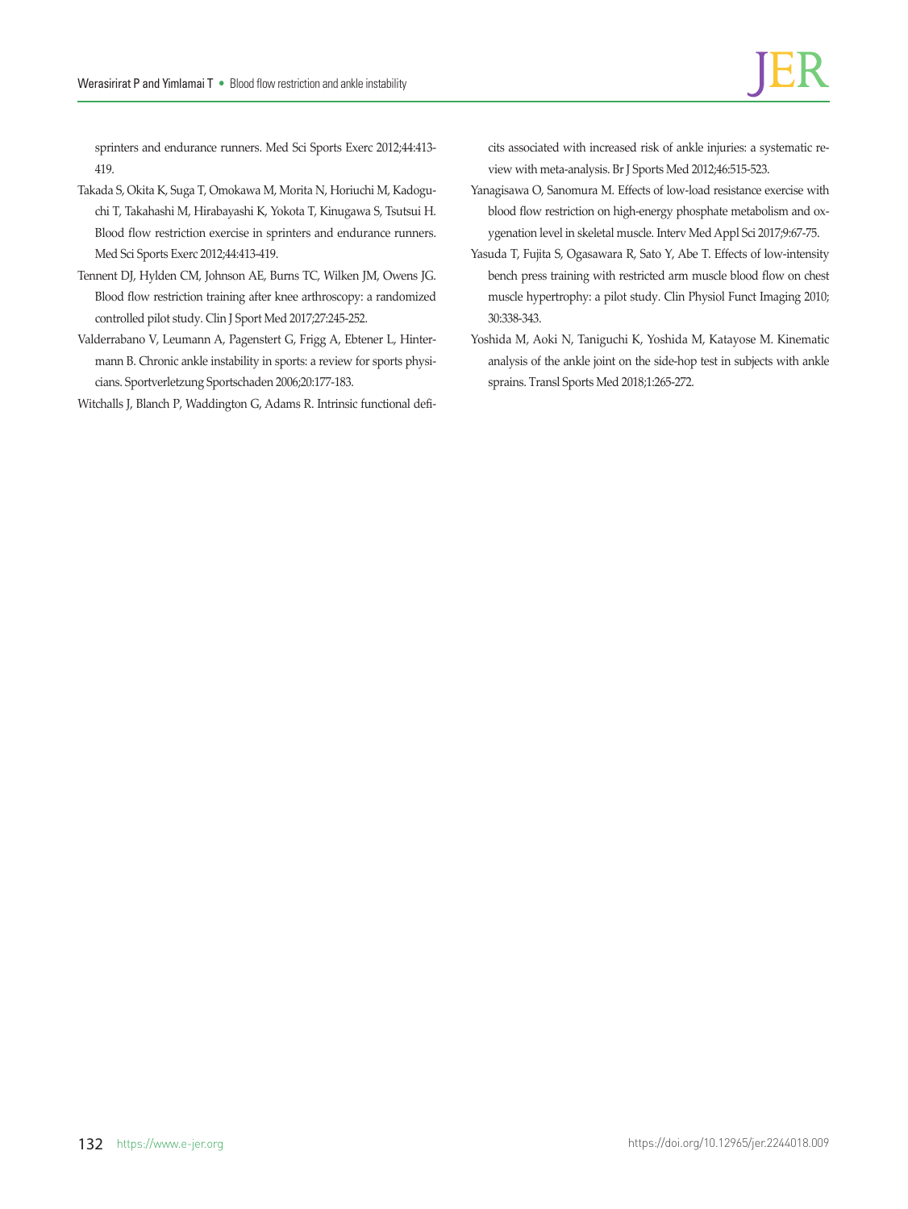sprinters and endurance runners. Med Sci Sports Exerc 2012;44:413-419.

Takada S, Okita K, Suga T, Omokawa M, Morita N, Horiuchi M, Kadoguchi T, Takahashi M, Hirabayashi K, Yokota T, Kinugawa S, Tsutsui H. Blood flow restriction exercise in sprinters and endurance runners. Med Sci Sports Exerc 2012;44:413-419.

Tennent DJ, Hylden CM, Johnson AE, Burns TC, Wilken JM, Owens JG. Blood flow restriction training after knee arthroscopy: a randomized controlled pilot study. Clin J Sport Med 2017;27:245-252.

Valderrabano V, Leumann A, Pagenstert G, Frigg A, Ebtener L, Hintermann B. Chronic ankle instability in sports: a review for sports physicians. Sportverletzung Sportschaden 2006;20:177-183.

Witchalls J, Blanch P, Waddington G, Adams R. Intrinsic functional deficits associated with increased risk of ankle injuries: a systematic review with meta-analysis. Br J Sports Med 2012;46:515-523.

Yanagisawa O, Sanomura M. Effects of low-load resistance exercise with blood flow restriction on high-energy phosphate metabolism and oxygenation level in skeletal muscle. Interv Med Appl Sci 2017;9:67-75.

Yasuda T, Fujita S, Ogasawara R, Sato Y, Abe T. Effects of low-intensity bench press training with restricted arm muscle blood flow on chest muscle hypertrophy: a pilot study. Clin Physiol Funct Imaging 2010; 30:338-343.

Yoshida M, Aoki N, Taniguchi K, Yoshida M, Katayose M. Kinematic analysis of the ankle joint on the side-hop test in subjects with ankle sprains. Transl Sports Med 2018;1:265-272.